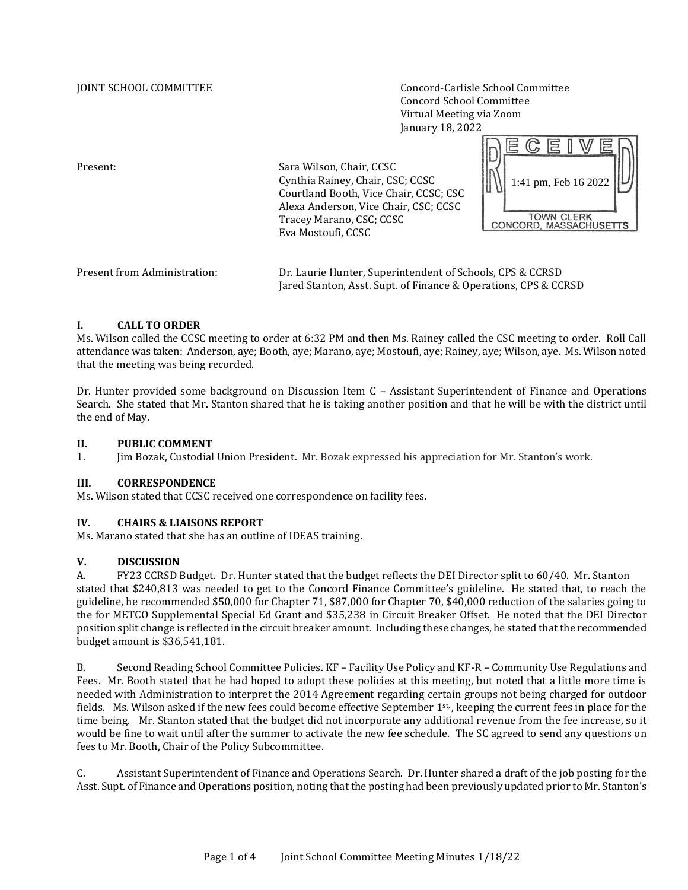JOINT SCHOOL COMMITTEE

Concord-Carlisle School Committee
Concord School Committee
Virtual Meeting via Zoom
January 18, 2022

RECEIVED
1:41 pm, Feb 16 2022
TOWN CLERK
CONCORD, MASSACHUSETTS

| | |
|---|---|
| Present: | Sara Wilson, Chair, CCSC<br>Cynthia Rainey, Chair, CSC; CCSC<br>Courtland Booth, Vice Chair, CCSC; CSC<br>Alexa Anderson, Vice Chair, CSC; CCSC<br>Tracey Marano, CSC; CCSC<br>Eva Mostoufi, CCSC |
| Present from Administration: | Dr. Laurie Hunter, Superintendent of Schools, CPS & CCRSD<br>Jared Stanton, Asst. Supt. of Finance & Operations, CPS & CCRSD |

## I. CALL TO ORDER

Ms. Wilson called the CCSC meeting to order at 6:32 PM and then Ms. Rainey called the CSC meeting to order. Roll Call attendance was taken: Anderson, aye; Booth, aye; Marano, aye; Mostoufi, aye; Rainey, aye; Wilson, aye. Ms. Wilson noted that the meeting was being recorded.

Dr. Hunter provided some background on Discussion Item C – Assistant Superintendent of Finance and Operations Search. She stated that Mr. Stanton shared that he is taking another position and that he will be with the district until the end of May.

## II. PUBLIC COMMENT

1. Jim Bozak, Custodial Union President. Mr. Bozak expressed his appreciation for Mr. Stanton's work.

## III. CORRESPONDENCE

Ms. Wilson stated that CCSC received one correspondence on facility fees.

## IV. CHAIRS & LIAISONS REPORT

Ms. Marano stated that she has an outline of IDEAS training.

## V. DISCUSSION

A. FY23 CCRSD Budget. Dr. Hunter stated that the budget reflects the DEI Director split to 60/40. Mr. Stanton stated that $240,813 was needed to get to the Concord Finance Committee's guideline. He stated that, to reach the guideline, he recommended $50,000 for Chapter 71, $87,000 for Chapter 70, $40,000 reduction of the salaries going to the for METCO Supplemental Special Ed Grant and $35,238 in Circuit Breaker Offset. He noted that the DEI Director position split change is reflected in the circuit breaker amount. Including these changes, he stated that the recommended budget amount is $36,541,181.

B. Second Reading School Committee Policies. KF – Facility Use Policy and KF-R – Community Use Regulations and Fees. Mr. Booth stated that he had hoped to adopt these policies at this meeting, but noted that a little more time is needed with Administration to interpret the 2014 Agreement regarding certain groups not being charged for outdoor fields. Ms. Wilson asked if the new fees could become effective September 1st, keeping the current fees in place for the time being. Mr. Stanton stated that the budget did not incorporate any additional revenue from the fee increase, so it would be fine to wait until after the summer to activate the new fee schedule. The SC agreed to send any questions on fees to Mr. Booth, Chair of the Policy Subcommittee.

C. Assistant Superintendent of Finance and Operations Search. Dr. Hunter shared a draft of the job posting for the Asst. Supt. of Finance and Operations position, noting that the posting had been previously updated prior to Mr. Stanton's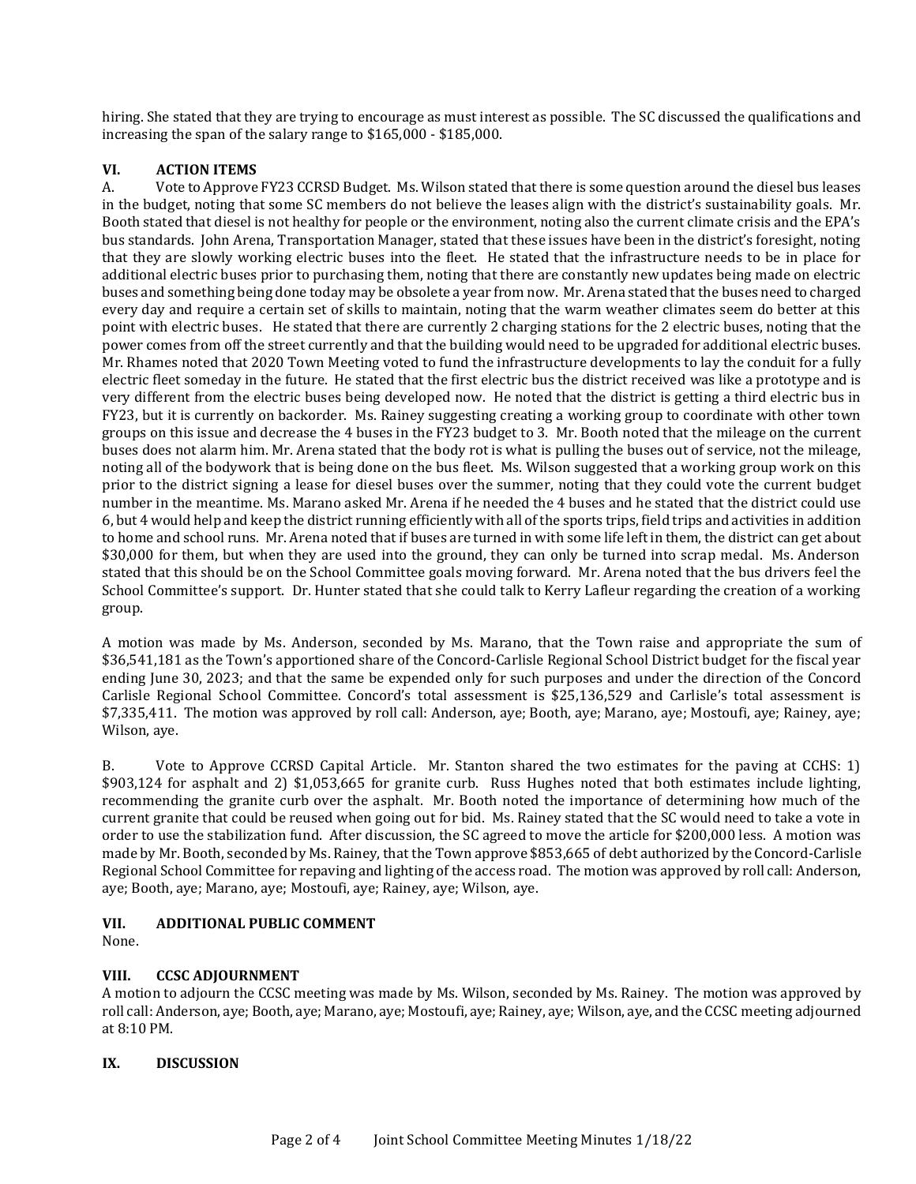hiring. She stated that they are trying to encourage as must interest as possible. The SC discussed the qualifications and increasing the span of the salary range to $165,000 - $185,000.

## VI. ACTION ITEMS

A. Vote to Approve FY23 CCRSD Budget. Ms. Wilson stated that there is some question around the diesel bus leases in the budget, noting that some SC members do not believe the leases align with the district's sustainability goals. Mr. Booth stated that diesel is not healthy for people or the environment, noting also the current climate crisis and the EPA's bus standards. John Arena, Transportation Manager, stated that these issues have been in the district's foresight, noting that they are slowly working electric buses into the fleet. He stated that the infrastructure needs to be in place for additional electric buses prior to purchasing them, noting that there are constantly new updates being made on electric buses and something being done today may be obsolete a year from now. Mr. Arena stated that the buses need to charged every day and require a certain set of skills to maintain, noting that the warm weather climates seem do better at this point with electric buses. He stated that there are currently 2 charging stations for the 2 electric buses, noting that the power comes from off the street currently and that the building would need to be upgraded for additional electric buses. Mr. Rhames noted that 2020 Town Meeting voted to fund the infrastructure developments to lay the conduit for a fully electric fleet someday in the future. He stated that the first electric bus the district received was like a prototype and is very different from the electric buses being developed now. He noted that the district is getting a third electric bus in FY23, but it is currently on backorder. Ms. Rainey suggesting creating a working group to coordinate with other town groups on this issue and decrease the 4 buses in the FY23 budget to 3. Mr. Booth noted that the mileage on the current buses does not alarm him. Mr. Arena stated that the body rot is what is pulling the buses out of service, not the mileage, noting all of the bodywork that is being done on the bus fleet. Ms. Wilson suggested that a working group work on this prior to the district signing a lease for diesel buses over the summer, noting that they could vote the current budget number in the meantime. Ms. Marano asked Mr. Arena if he needed the 4 buses and he stated that the district could use 6, but 4 would help and keep the district running efficiently with all of the sports trips, field trips and activities in addition to home and school runs. Mr. Arena noted that if buses are turned in with some life left in them, the district can get about $30,000 for them, but when they are used into the ground, they can only be turned into scrap medal. Ms. Anderson stated that this should be on the School Committee goals moving forward. Mr. Arena noted that the bus drivers feel the School Committee's support. Dr. Hunter stated that she could talk to Kerry Lafleur regarding the creation of a working group.

A motion was made by Ms. Anderson, seconded by Ms. Marano, that the Town raise and appropriate the sum of $36,541,181 as the Town's apportioned share of the Concord-Carlisle Regional School District budget for the fiscal year ending June 30, 2023; and that the same be expended only for such purposes and under the direction of the Concord Carlisle Regional School Committee. Concord's total assessment is $25,136,529 and Carlisle's total assessment is $7,335,411. The motion was approved by roll call: Anderson, aye; Booth, aye; Marano, aye; Mostoufi, aye; Rainey, aye; Wilson, aye.

B. Vote to Approve CCRSD Capital Article. Mr. Stanton shared the two estimates for the paving at CCHS: 1) $903,124 for asphalt and 2) $1,053,665 for granite curb. Russ Hughes noted that both estimates include lighting, recommending the granite curb over the asphalt. Mr. Booth noted the importance of determining how much of the current granite that could be reused when going out for bid. Ms. Rainey stated that the SC would need to take a vote in order to use the stabilization fund. After discussion, the SC agreed to move the article for $200,000 less. A motion was made by Mr. Booth, seconded by Ms. Rainey, that the Town approve $853,665 of debt authorized by the Concord-Carlisle Regional School Committee for repaving and lighting of the access road. The motion was approved by roll call: Anderson, aye; Booth, aye; Marano, aye; Mostoufi, aye; Rainey, aye; Wilson, aye.

## VII. ADDITIONAL PUBLIC COMMENT

None.

## VIII. CCSC ADJOURNMENT

A motion to adjourn the CCSC meeting was made by Ms. Wilson, seconded by Ms. Rainey. The motion was approved by roll call: Anderson, aye; Booth, aye; Marano, aye; Mostoufi, aye; Rainey, aye; Wilson, aye, and the CCSC meeting adjourned at 8:10 PM.

## IX. DISCUSSION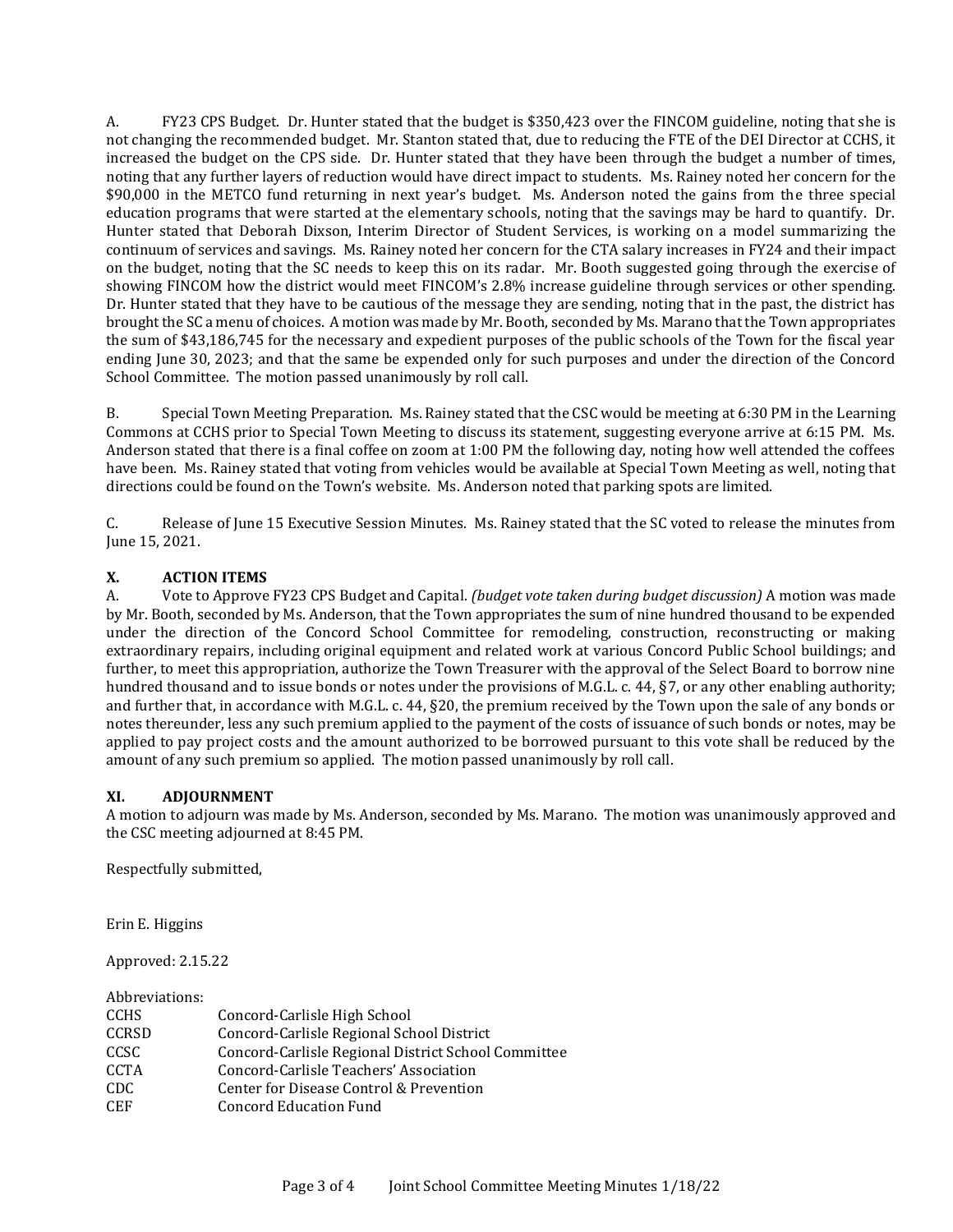A. FY23 CPS Budget. Dr. Hunter stated that the budget is $350,423 over the FINCOM guideline, noting that she is not changing the recommended budget. Mr. Stanton stated that, due to reducing the FTE of the DEI Director at CCHS, it increased the budget on the CPS side. Dr. Hunter stated that they have been through the budget a number of times, noting that any further layers of reduction would have direct impact to students. Ms. Rainey noted her concern for the $90,000 in the METCO fund returning in next year's budget. Ms. Anderson noted the gains from the three special education programs that were started at the elementary schools, noting that the savings may be hard to quantify. Dr. Hunter stated that Deborah Dixson, Interim Director of Student Services, is working on a model summarizing the continuum of services and savings. Ms. Rainey noted her concern for the CTA salary increases in FY24 and their impact on the budget, noting that the SC needs to keep this on its radar. Mr. Booth suggested going through the exercise of showing FINCOM how the district would meet FINCOM's 2.8% increase guideline through services or other spending. Dr. Hunter stated that they have to be cautious of the message they are sending, noting that in the past, the district has brought the SC a menu of choices. A motion was made by Mr. Booth, seconded by Ms. Marano that the Town appropriates the sum of $43,186,745 for the necessary and expedient purposes of the public schools of the Town for the fiscal year ending June 30, 2023; and that the same be expended only for such purposes and under the direction of the Concord School Committee. The motion passed unanimously by roll call.

B. Special Town Meeting Preparation. Ms. Rainey stated that the CSC would be meeting at 6:30 PM in the Learning Commons at CCHS prior to Special Town Meeting to discuss its statement, suggesting everyone arrive at 6:15 PM. Ms. Anderson stated that there is a final coffee on zoom at 1:00 PM the following day, noting how well attended the coffees have been. Ms. Rainey stated that voting from vehicles would be available at Special Town Meeting as well, noting that directions could be found on the Town's website. Ms. Anderson noted that parking spots are limited.

C. Release of June 15 Executive Session Minutes. Ms. Rainey stated that the SC voted to release the minutes from June 15, 2021.

## X. ACTION ITEMS

A. Vote to Approve FY23 CPS Budget and Capital. *(budget vote taken during budget discussion)* A motion was made by Mr. Booth, seconded by Ms. Anderson, that the Town appropriates the sum of nine hundred thousand to be expended under the direction of the Concord School Committee for remodeling, construction, reconstructing or making extraordinary repairs, including original equipment and related work at various Concord Public School buildings; and further, to meet this appropriation, authorize the Town Treasurer with the approval of the Select Board to borrow nine hundred thousand and to issue bonds or notes under the provisions of M.G.L. c. 44, §7, or any other enabling authority; and further that, in accordance with M.G.L. c. 44, §20, the premium received by the Town upon the sale of any bonds or notes thereunder, less any such premium applied to the payment of the costs of issuance of such bonds or notes, may be applied to pay project costs and the amount authorized to be borrowed pursuant to this vote shall be reduced by the amount of any such premium so applied. The motion passed unanimously by roll call.

## XI. ADJOURNMENT

A motion to adjourn was made by Ms. Anderson, seconded by Ms. Marano. The motion was unanimously approved and the CSC meeting adjourned at 8:45 PM.

Respectfully submitted,

Erin E. Higgins

Approved: 2.15.22

Abbreviations:

| | |
|---|---|
| CCHS | Concord-Carlisle High School |
| CCRSD | Concord-Carlisle Regional School District |
| CCSC | Concord-Carlisle Regional District School Committee |
| CCTA | Concord-Carlisle Teachers' Association |
| CDC | Center for Disease Control & Prevention |
| CEF | Concord Education Fund |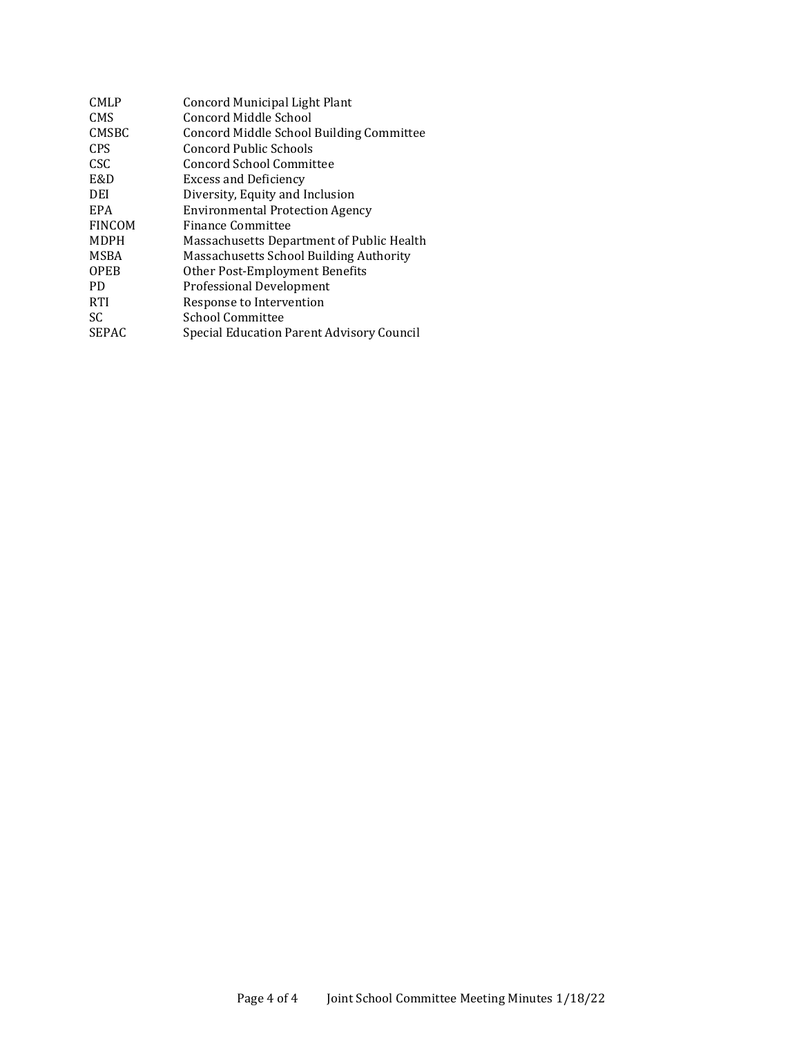| | |
|---|---|
| CMLP | Concord Municipal Light Plant |
| CMS | Concord Middle School |
| CMSBC | Concord Middle School Building Committee |
| CPS | Concord Public Schools |
| CSC | Concord School Committee |
| E&D | Excess and Deficiency |
| DEI | Diversity, Equity and Inclusion |
| EPA | Environmental Protection Agency |
| FINCOM | Finance Committee |
| MDPH | Massachusetts Department of Public Health |
| MSBA | Massachusetts School Building Authority |
| OPEB | Other Post-Employment Benefits |
| PD | Professional Development |
| RTI | Response to Intervention |
| SC | School Committee |
| SEPAC | Special Education Parent Advisory Council |